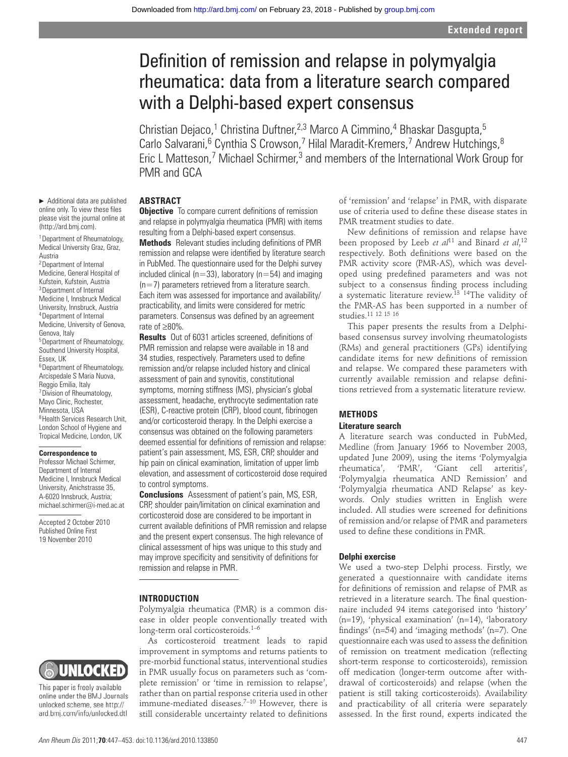# Definition of remission and relapse in polymyalgia rheumatica: data from a literature search compared with a Delphi-based expert consensus

Christian Dejaco,[1] Christina Duftner,[2,3] Marco A Cimmino,[4] Bhaskar Dasgupta,[5] Carlo Salvarani,[6] Cynthia S Crowson,[7] Hilal Maradit-Kremers,[7] Andrew Hutchings,[8] Eric L Matteson,[7] Michael Schirmer,[3] and members of the International Work Group for PMR and GCA

► Additional data are published online only. To view these files please visit the journal online at (http://ard.bmj.com).

[1]Department of Rheumatology, Medical University Graz, Graz, Austria
[2]Department of Internal Medicine, General Hospital of Kufstein, Kufstein, Austria
[3]Department of Internal Medicine I, Innsbruck Medical University, Innsbruck, Austria
[4]Department of Internal Medicine, University of Genova, Genova, Italy
[5]Department of Rheumatology, Southend University Hospital, Essex, UK
[6]Department of Rheumatology, Arcispedale S Maria Nuova, Reggio Emilia, Italy
[7]Division of Rheumatology, Mayo Clinic, Rochester, Minnesota, USA
[8]Health Services Research Unit, London School of Hygiene and Tropical Medicine, London, UK

**Correspondence to**
Professor Michael Schirmer, Department of Internal Medicine I, Innsbruck Medical University, Anichstrasse 35, A-6020 Innsbruck, Austria; michael.schirmer@i-med.ac.at

Accepted 2 October 2010
Published Online First 19 November 2010

## ABSTRACT

**Objective** To compare current definitions of remission and relapse in polymyalgia rheumatica (PMR) with items resulting from a Delphi-based expert consensus.

**Methods** Relevant studies including definitions of PMR remission and relapse were identified by literature search in PubMed. The questionnaire used for the Delphi survey included clinical (n=33), laboratory (n=54) and imaging (n=7) parameters retrieved from a literature search. Each item was assessed for importance and availability/practicability, and limits were considered for metric parameters. Consensus was defined by an agreement rate of ≥80%.

**Results** Out of 6031 articles screened, definitions of PMR remission and relapse were available in 18 and 34 studies, respectively. Parameters used to define remission and/or relapse included history and clinical assessment of pain and synovitis, constitutional symptoms, morning stiffness (MS), physician's global assessment, headache, erythrocyte sedimentation rate (ESR), C-reactive protein (CRP), blood count, fibrinogen and/or corticosteroid therapy. In the Delphi exercise a consensus was obtained on the following parameters deemed essential for definitions of remission and relapse: patient's pain assessment, MS, ESR, CRP, shoulder and hip pain on clinical examination, limitation of upper limb elevation, and assessment of corticosteroid dose required to control symptoms.

**Conclusions** Assessment of patient's pain, MS, ESR, CRP, shoulder pain/limitation on clinical examination and corticosteroid dose are considered to be important in current available definitions of PMR remission and relapse and the present expert consensus. The high relevance of clinical assessment of hips was unique to this study and may improve specificity and sensitivity of definitions for remission and relapse in PMR.

This paper is freely available online under the BMJ Journals unlocked scheme, see http://ard.bmj.com/info/unlocked.dtl

## INTRODUCTION

Polymyalgia rheumatica (PMR) is a common disease in older people conventionally treated with long-term oral corticosteroids.[1–6]

As corticosteroid treatment leads to rapid improvement in symptoms and returns patients to pre-morbid functional status, interventional studies in PMR usually focus on parameters such as 'complete remission' or 'time in remission to relapse', rather than on partial response criteria used in other immune-mediated diseases.[7–10] However, there is still considerable uncertainty related to definitions of 'remission' and 'relapse' in PMR, with disparate use of criteria used to define these disease states in PMR treatment studies to date.

New definitions of remission and relapse have been proposed by Leeb *et al*[11] and Binard *et al*,[12] respectively. Both definitions were based on the PMR activity score (PMR-AS), which was developed using predefined parameters and was not subject to a consensus finding process including a systematic literature review.[13] [14]The validity of the PMR-AS has been supported in a number of studies.[11 12 15 16]

This paper presents the results from a Delphi-based consensus survey involving rheumatologists (RMs) and general practitioners (GPs) identifying candidate items for new definitions of remission and relapse. We compared these parameters with currently available remission and relapse definitions retrieved from a systematic literature review.

## METHODS

### Literature search

A literature search was conducted in PubMed, Medline (from January 1966 to November 2003, updated June 2009), using the items 'Polymyalgia rheumatica', 'PMR', 'Giant cell arteritis', 'Polymyalgia rheumatica AND Remission' and 'Polymyalgia rheumatica AND Relapse' as keywords. Only studies written in English were included. All studies were screened for definitions of remission and/or relapse of PMR and parameters used to define these conditions in PMR.

### Delphi exercise

We used a two-step Delphi process. Firstly, we generated a questionnaire with candidate items for definitions of remission and relapse of PMR as retrieved in a literature search. The final questionnaire included 94 items categorised into 'history' (n=19), 'physical examination' (n=14), 'laboratory findings' (n=54) and 'imaging methods' (n=7). One questionnaire each was used to assess the definition of remission on treatment medication (reflecting short-term response to corticosteroids), remission off medication (longer-term outcome after withdrawal of corticosteroids) and relapse (when the patient is still taking corticosteroids). Availability and practicability of all criteria were separately assessed. In the first round, experts indicated the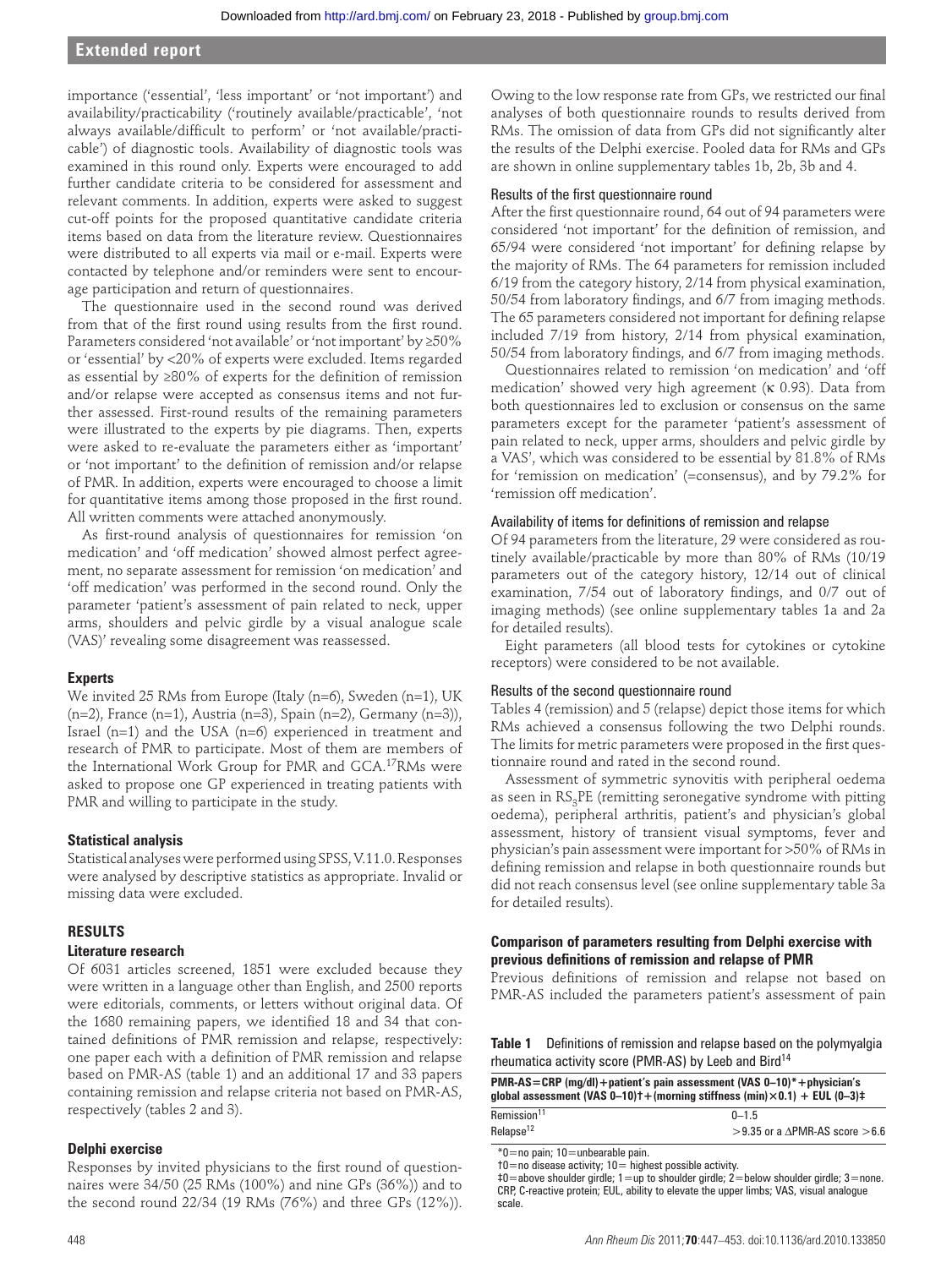importance ('essential', 'less important' or 'not important') and availability/practicability ('routinely available/practicable', 'not always available/difficult to perform' or 'not available/practicable') of diagnostic tools. Availability of diagnostic tools was examined in this round only. Experts were encouraged to add further candidate criteria to be considered for assessment and relevant comments. In addition, experts were asked to suggest cut-off points for the proposed quantitative candidate criteria items based on data from the literature review. Questionnaires were distributed to all experts via mail or e-mail. Experts were contacted by telephone and/or reminders were sent to encourage participation and return of questionnaires.

The questionnaire used in the second round was derived from that of the first round using results from the first round. Parameters considered 'not available' or 'not important' by ≥50% or 'essential' by <20% of experts were excluded. Items regarded as essential by ≥80% of experts for the definition of remission and/or relapse were accepted as consensus items and not further assessed. First-round results of the remaining parameters were illustrated to the experts by pie diagrams. Then, experts were asked to re-evaluate the parameters either as 'important' or 'not important' to the definition of remission and/or relapse of PMR. In addition, experts were encouraged to choose a limit for quantitative items among those proposed in the first round. All written comments were attached anonymously.

As first-round analysis of questionnaires for remission 'on medication' and 'off medication' showed almost perfect agreement, no separate assessment for remission 'on medication' and 'off medication' was performed in the second round. Only the parameter 'patient's assessment of pain related to neck, upper arms, shoulders and pelvic girdle by a visual analogue scale (VAS)' revealing some disagreement was reassessed.

### Experts

We invited 25 RMs from Europe (Italy (n=6), Sweden (n=1), UK (n=2), France (n=1), Austria (n=3), Spain (n=2), Germany (n=3)), Israel (n=1) and the USA (n=6) experienced in treatment and research of PMR to participate. Most of them are members of the International Work Group for PMR and GCA.[17] RMs were asked to propose one GP experienced in treating patients with PMR and willing to participate in the study.

### Statistical analysis

Statistical analyses were performed using SPSS, V.11.0. Responses were analysed by descriptive statistics as appropriate. Invalid or missing data were excluded.

## RESULTS

### Literature research

Of 6031 articles screened, 1851 were excluded because they were written in a language other than English, and 2500 reports were editorials, comments, or letters without original data. Of the 1680 remaining papers, we identified 18 and 34 that contained definitions of PMR remission and relapse, respectively: one paper each with a definition of PMR remission and relapse based on PMR-AS (table 1) and an additional 17 and 33 papers containing remission and relapse criteria not based on PMR-AS, respectively (tables 2 and 3).

### Delphi exercise

Responses by invited physicians to the first round of questionnaires were 34/50 (25 RMs (100%) and nine GPs (36%)) and to the second round 22/34 (19 RMs (76%) and three GPs (12%)). Owing to the low response rate from GPs, we restricted our final analyses of both questionnaire rounds to results derived from RMs. The omission of data from GPs did not significantly alter the results of the Delphi exercise. Pooled data for RMs and GPs are shown in online supplementary tables 1b, 2b, 3b and 4.

#### Results of the first questionnaire round

After the first questionnaire round, 64 out of 94 parameters were considered 'not important' for the definition of remission, and 65/94 were considered 'not important' for defining relapse by the majority of RMs. The 64 parameters for remission included 6/19 from the category history, 2/14 from physical examination, 50/54 from laboratory findings, and 6/7 from imaging methods. The 65 parameters considered not important for defining relapse included 7/19 from history, 2/14 from physical examination, 50/54 from laboratory findings, and 6/7 from imaging methods.

Questionnaires related to remission 'on medication' and 'off medication' showed very high agreement (κ 0.93). Data from both questionnaires led to exclusion or consensus on the same parameters except for the parameter 'patient's assessment of pain related to neck, upper arms, shoulders and pelvic girdle by a VAS', which was considered to be essential by 81.8% of RMs for 'remission on medication' (=consensus), and by 79.2% for 'remission off medication'.

#### Availability of items for definitions of remission and relapse

Of 94 parameters from the literature, 29 were considered as routinely available/practicable by more than 80% of RMs (10/19 parameters out of the category history, 12/14 out of clinical examination, 7/54 out of laboratory findings, and 0/7 out of imaging methods) (see online supplementary tables 1a and 2a for detailed results).

Eight parameters (all blood tests for cytokines or cytokine receptors) were considered to be not available.

#### Results of the second questionnaire round

Tables 4 (remission) and 5 (relapse) depict those items for which RMs achieved a consensus following the two Delphi rounds. The limits for metric parameters were proposed in the first questionnaire round and rated in the second round.

Assessment of symmetric synovitis with peripheral oedema as seen in $RS_3PE$ (remitting seronegative syndrome with pitting oedema), peripheral arthritis, patient's and physician's global assessment, history of transient visual symptoms, fever and physician's pain assessment were important for >50% of RMs in defining remission and relapse in both questionnaire rounds but did not reach consensus level (see online supplementary table 3a for detailed results).

### Comparison of parameters resulting from Delphi exercise with previous definitions of remission and relapse of PMR

Previous definitions of remission and relapse not based on PMR-AS included the parameters patient's assessment of pain

**Table 1** Definitions of remission and relapse based on the polymyalgia rheumatica activity score (PMR-AS) by Leeb and Bird[14]

| PMR-AS=CRP (mg/dl)+patient's pain assessment (VAS 0–10)*+physician's global assessment (VAS 0–10)†+(morning stiffness (min)×0.1) + EUL (0–3)‡ | |
|---|---|
| Remission[11] | 0–1.5 |
| Relapse[12] | >9.35 or a ΔPMR-AS score >6.6 |

*0=no pain; 10=unbearable pain.
†0=no disease activity; 10= highest possible activity.
‡0=above shoulder girdle; 1=up to shoulder girdle; 2=below shoulder girdle; 3=none.
CRP, C-reactive protein; EUL, ability to elevate the upper limbs; VAS, visual analogue scale.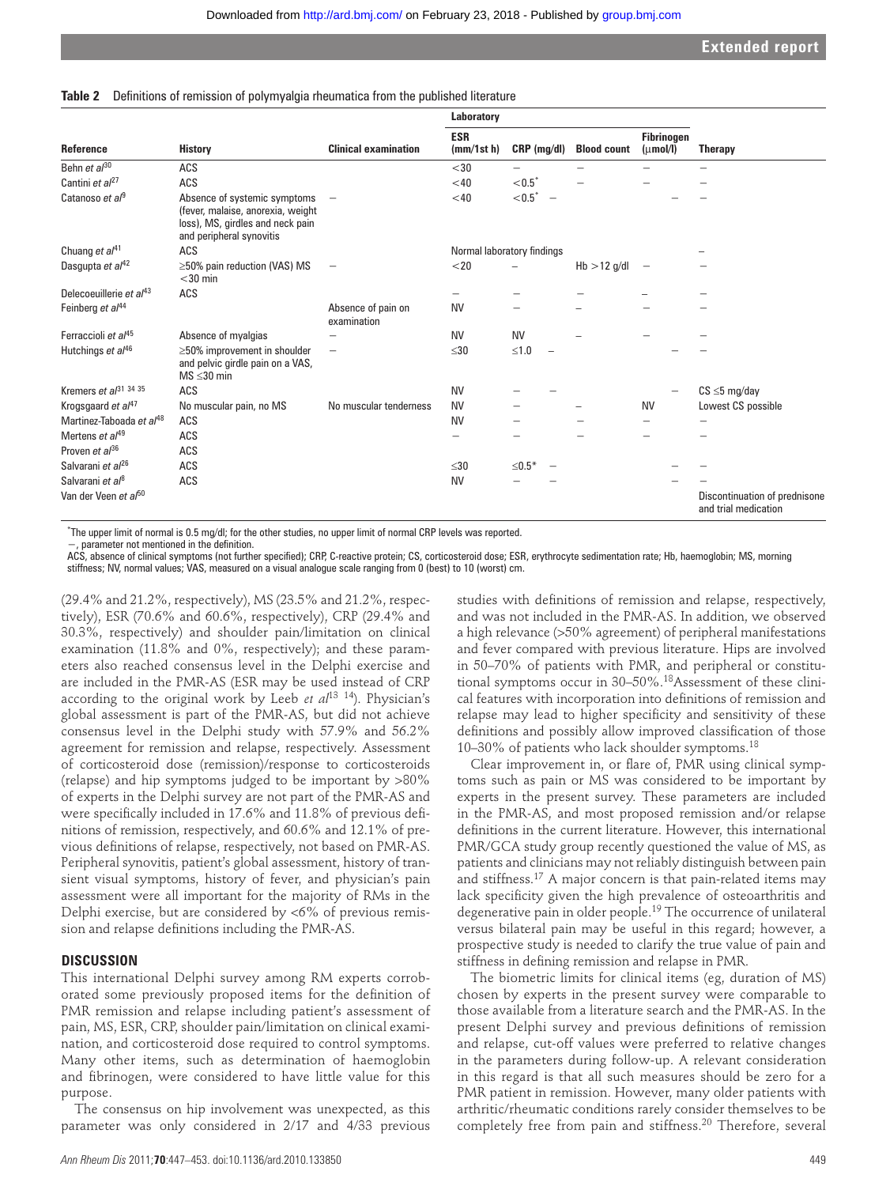**Table 2** Definitions of remission of polymyalgia rheumatica from the published literature

| Reference | History | Clinical examination | Laboratory | | | | Therapy |
|---|---|---|---|---|---|---|---|
| | | | ESR (mm/1st h) | CRP (mg/dl) | Blood count | Fibrinogen (μmol/l) | |
| Behn *et al*[30] | ACS | | <30 | – | – | – | – |
| Cantini *et al*[27] | ACS | | <40 | <0.5* | – | – | – |
| Catanoso *et al*[9] | Absence of systemic symptoms (fever, malaise, anorexia, weight loss), MS, girdles and neck pain and peripheral synovitis | – | <40 | <0.5* | – | – | – |
| Chuang *et al*[41] | ACS | | Normal laboratory findings | | | | – |
| Dasgupta *et al*[42] | ≥50% pain reduction (VAS) MS <30 min | – | <20 | – | Hb >12 g/dl | – | – |
| Delecoeuillerie *et al*[43] | ACS | | – | – | – | – | – |
| Feinberg *et al*[44] | | Absence of pain on examination | NV | – | – | – | – |
| Ferraccioli *et al*[45] | Absence of myalgias | – | NV | NV | – | – | – |
| Hutchings *et al*[46] | ≥50% improvement in shoulder and pelvic girdle pain on a VAS, MS ≤30 min | – | ≤30 | ≤1.0 | – | – | – |
| Kremers *et al*[31 34 35] | ACS | | NV | – | – | – | CS ≤5 mg/day |
| Krogsgaard *et al*[47] | No muscular pain, no MS | No muscular tenderness | NV | – | – | NV | Lowest CS possible |
| Martinez-Taboada *et al*[48] | ACS | | NV | – | – | – | – |
| Mertens *et al*[49] | ACS | | – | – | – | – | – |
| Proven *et al*[36] | ACS | | | | | | |
| Salvarani *et al*[26] | ACS | | ≤30 | ≤0.5* | – | – | – |
| Salvarani *et al*[8] | ACS | | NV | – | – | – | – |
| Van der Veen *et al*[50] | | | | | | | Discontinuation of prednisone and trial medication |

*The upper limit of normal is 0.5 mg/dl; for the other studies, no upper limit of normal CRP levels was reported.
–, parameter not mentioned in the definition.
ACS, absence of clinical symptoms (not further specified); CRP, C-reactive protein; CS, corticosteroid dose; ESR, erythrocyte sedimentation rate; Hb, haemoglobin; MS, morning stiffness; NV, normal values; VAS, measured on a visual analogue scale ranging from 0 (best) to 10 (worst) cm.

(29.4% and 21.2%, respectively), MS (23.5% and 21.2%, respectively), ESR (70.6% and 60.6%, respectively), CRP (29.4% and 30.3%, respectively) and shoulder pain/limitation on clinical examination (11.8% and 0%, respectively); and these parameters also reached consensus level in the Delphi exercise and are included in the PMR-AS (ESR may be used instead of CRP according to the original work by Leeb *et al*[13 14]). Physician's global assessment is part of the PMR-AS, but did not achieve consensus level in the Delphi study with 57.9% and 56.2% agreement for remission and relapse, respectively. Assessment of corticosteroid dose (remission)/response to corticosteroids (relapse) and hip symptoms judged to be important by >80% of experts in the Delphi survey are not part of the PMR-AS and were specifically included in 17.6% and 11.8% of previous definitions of remission, respectively, and 60.6% and 12.1% of previous definitions of relapse, respectively, not based on PMR-AS. Peripheral synovitis, patient's global assessment, history of transient visual symptoms, history of fever, and physician's pain assessment were all important for the majority of RMs in the Delphi exercise, but are considered by <6% of previous remission and relapse definitions including the PMR-AS.

## DISCUSSION

This international Delphi survey among RM experts corroborated some previously proposed items for the definition of PMR remission and relapse including patient's assessment of pain, MS, ESR, CRP, shoulder pain/limitation on clinical examination, and corticosteroid dose required to control symptoms. Many other items, such as determination of haemoglobin and fibrinogen, were considered to have little value for this purpose.

The consensus on hip involvement was unexpected, as this parameter was only considered in 2/17 and 4/33 previous studies with definitions of remission and relapse, respectively, and was not included in the PMR-AS. In addition, we observed a high relevance (>50% agreement) of peripheral manifestations and fever compared with previous literature. Hips are involved in 50–70% of patients with PMR, and peripheral or constitutional symptoms occur in 30–50%.[18] Assessment of these clinical features with incorporation into definitions of remission and relapse may lead to higher specificity and sensitivity of these definitions and possibly allow improved classification of those 10–30% of patients who lack shoulder symptoms.[18]

Clear improvement in, or flare of, PMR using clinical symptoms such as pain or MS was considered to be important by experts in the present survey. These parameters are included in the PMR-AS, and most proposed remission and/or relapse definitions in the current literature. However, this international PMR/GCA study group recently questioned the value of MS, as patients and clinicians may not reliably distinguish between pain and stiffness.[17] A major concern is that pain-related items may lack specificity given the high prevalence of osteoarthritis and degenerative pain in older people.[19] The occurrence of unilateral versus bilateral pain may be useful in this regard; however, a prospective study is needed to clarify the true value of pain and stiffness in defining remission and relapse in PMR.

The biometric limits for clinical items (eg, duration of MS) chosen by experts in the present survey were comparable to those available from a literature search and the PMR-AS. In the present Delphi survey and previous definitions of remission and relapse, cut-off values were preferred to relative changes in the parameters during follow-up. A relevant consideration in this regard is that all such measures should be zero for a PMR patient in remission. However, many older patients with arthritic/rheumatic conditions rarely consider themselves to be completely free from pain and stiffness.[20] Therefore, several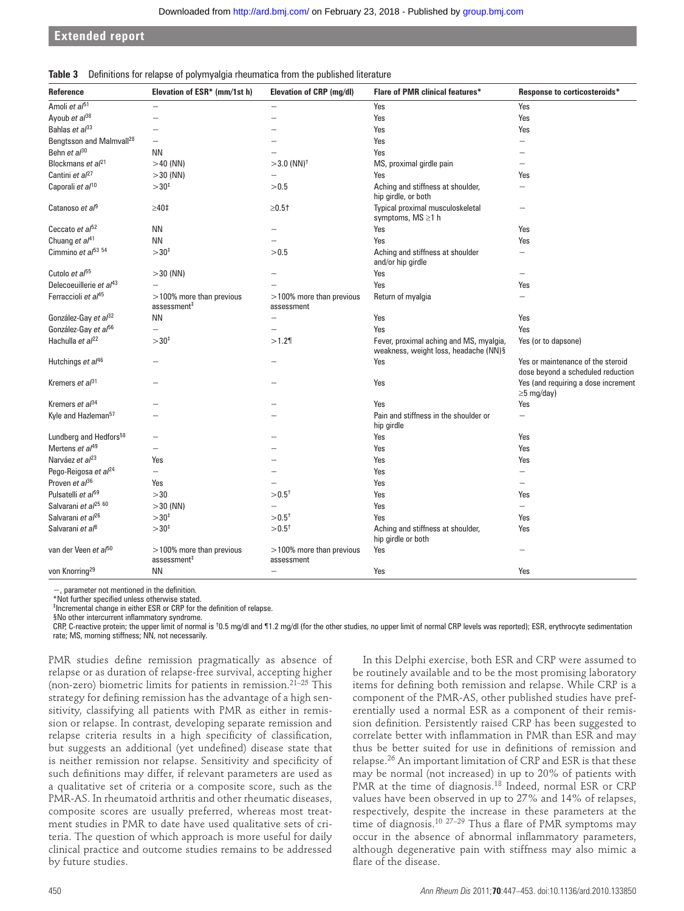**Table 3** Definitions for relapse of polymyalgia rheumatica from the published literature

| Reference | Elevation of ESR* (mm/1st h) | Elevation of CRP (mg/dl) | Flare of PMR clinical features* | Response to corticosteroids* |
|---|---|---|---|---|
| Amoli *et al*[51] | – | – | Yes | Yes |
| Ayoub *et al*[38] | – | – | Yes | Yes |
| Bahlas *et al*[33] | – | – | Yes | Yes |
| Bengtsson and Malmvall[28] | – | – | Yes | – |
| Behn *et al*[30] | NN | – | Yes | – |
| Blockmans *et al*[21] | >40 (NN) | >3.0 (NN)† | MS, proximal girdle pain | – |
| Cantini *et al*[27] | >30 (NN) | – | Yes | Yes |
| Caporali *et al*[10] | >30‡ | >0.5 | Aching and stiffness at shoulder, hip girdle, or both | – |
| Catanoso *et al*[9] | ≥40‡ | ≥0.5† | Typical proximal musculoskeletal symptoms, MS ≥1 h | – |
| Ceccato *et al*[52] | NN | – | Yes | Yes |
| Chuang *et al*[41] | NN | – | Yes | Yes |
| Cimmino *et al*[53 54] | >30‡ | >0.5 | Aching and stiffness at shoulder and/or hip girdle | – |
| Cutolo *et al*[55] | >30 (NN) | – | Yes | – |
| Delecoeuillerie *et al*[43] | – | – | Yes | Yes |
| Ferraccioli *et al*[45] | >100% more than previous assessment‡ | >100% more than previous assessment | Return of myalgia | – |
| González-Gay *et al*[32] | NN | – | Yes | Yes |
| González-Gay *et al*[56] | – | – | Yes | Yes |
| Hachulla *et al*[22] | >30‡ | >1.2¶ | Fever, proximal aching and MS, myalgia, weakness, weight loss, headache (NN)§ | Yes (or to dapsone) |
| Hutchings *et al*[46] | – | – | Yes | Yes or maintenance of the steroid dose beyond a scheduled reduction |
| Kremers *et al*[31] | – | – | Yes | Yes (and requiring a dose increment ≥5 mg/day) |
| Kremers *et al*[34] | – | – | Yes | Yes |
| Kyle and Hazleman[57] | – | – | Pain and stiffness in the shoulder or hip girdle | – |
| Lundberg and Hedfors[58] | – | – | Yes | Yes |
| Mertens *et al*[49] | – | – | Yes | Yes |
| Narváez *et al*[23] | Yes | – | Yes | Yes |
| Pego-Reigosa *et al*[24] | – | – | Yes | – |
| Proven *et al*[36] | Yes | – | Yes | – |
| Pulsatelli *et al*[59] | >30 | >0.5† | Yes | Yes |
| Salvarani *et al*[25 60] | >30 (NN) | – | Yes | – |
| Salvarani *et al*[26] | >30‡ | >0.5† | Yes | Yes |
| Salvarani *et al*[8] | >30‡ | >0.5† | Aching and stiffness at shoulder, hip girdle or both | Yes |
| van der Veen *et al*[50] | >100% more than previous assessment‡ | >100% more than previous assessment | Yes | – |
| von Knorring[29] | NN | – | Yes | Yes |

–, parameter not mentioned in the definition.
*Not further specified unless otherwise stated.
‡Incremental change in either ESR or CRP for the definition of relapse.
§No other intercurrent inflammatory syndrome.
CRP, C-reactive protein; the upper limit of normal is †0.5 mg/dl and ¶1.2 mg/dl (for the other studies, no upper limit of normal CRP levels was reported); ESR, erythrocyte sedimentation rate; MS, morning stiffness; NN, not necessarily.

PMR studies define remission pragmatically as absence of relapse or as duration of relapse-free survival, accepting higher (non-zero) biometric limits for patients in remission.[21–25] This strategy for defining remission has the advantage of a high sensitivity, classifying all patients with PMR as either in remission or relapse. In contrast, developing separate remission and relapse criteria results in a high specificity of classification, but suggests an additional (yet undefined) disease state that is neither remission nor relapse. Sensitivity and specificity of such definitions may differ, if relevant parameters are used as a qualitative set of criteria or a composite score, such as the PMR-AS. In rheumatoid arthritis and other rheumatic diseases, composite scores are usually preferred, whereas most treatment studies in PMR to date have used qualitative sets of criteria. The question of which approach is more useful for daily clinical practice and outcome studies remains to be addressed by future studies.

In this Delphi exercise, both ESR and CRP were assumed to be routinely available and to be the most promising laboratory items for defining both remission and relapse. While CRP is a component of the PMR-AS, other published studies have preferentially used a normal ESR as a component of their remission definition. Persistently raised CRP has been suggested to correlate better with inflammation in PMR than ESR and may thus be better suited for use in definitions of remission and relapse.[26] An important limitation of CRP and ESR is that these may be normal (not increased) in up to 20% of patients with PMR at the time of diagnosis.[18] Indeed, normal ESR or CRP values have been observed in up to 27% and 14% of relapses, respectively, despite the increase in these parameters at the time of diagnosis.[10 27–29] Thus a flare of PMR symptoms may occur in the absence of abnormal inflammatory parameters, although degenerative pain with stiffness may also mimic a flare of the disease.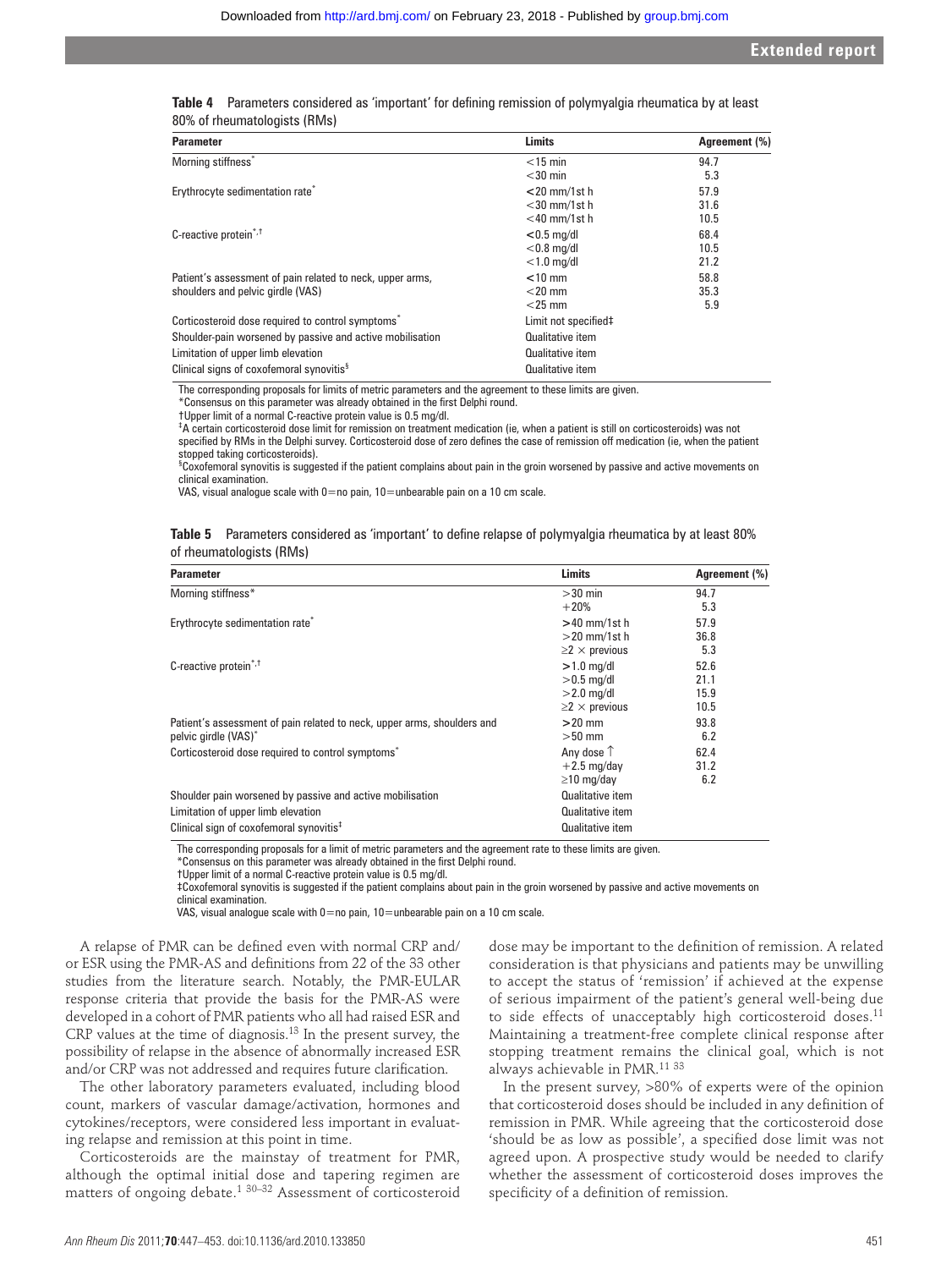**Table 4** Parameters considered as 'important' for defining remission of polymyalgia rheumatica by at least 80% of rheumatologists (RMs)

| Parameter | Limits | Agreement (%) |
|---|---|---|
| Morning stiffness* | <15 min | 94.7 |
| | <30 min | 5.3 |
| Erythrocyte sedimentation rate* | <20 mm/1st h | 57.9 |
| | <30 mm/1st h | 31.6 |
| | <40 mm/1st h | 10.5 |
| C-reactive protein*,† | <0.5 mg/dl | 68.4 |
| | <0.8 mg/dl | 10.5 |
| | <1.0 mg/dl | 21.2 |
| Patient's assessment of pain related to neck, upper arms, shoulders and pelvic girdle (VAS) | <10 mm | 58.8 |
| | <20 mm | 35.3 |
| | <25 mm | 5.9 |
| Corticosteroid dose required to control symptoms* | Limit not specified‡ | |
| Shoulder-pain worsened by passive and active mobilisation | Qualitative item | |
| Limitation of upper limb elevation | Qualitative item | |
| Clinical signs of coxofemoral synovitis§ | Qualitative item | |

The corresponding proposals for limits of metric parameters and the agreement to these limits are given.
*Consensus on this parameter was already obtained in the first Delphi round.
†Upper limit of a normal C-reactive protein value is 0.5 mg/dl.
‡A certain corticosteroid dose limit for remission on treatment medication (ie, when a patient is still on corticosteroids) was not specified by RMs in the Delphi survey. Corticosteroid dose of zero defines the case of remission off medication (ie, when the patient stopped taking corticosteroids).
§Coxofemoral synovitis is suggested if the patient complains about pain in the groin worsened by passive and active movements on clinical examination.
VAS, visual analogue scale with 0=no pain, 10=unbearable pain on a 10 cm scale.

**Table 5** Parameters considered as 'important' to define relapse of polymyalgia rheumatica by at least 80% of rheumatologists (RMs)

| Parameter | Limits | Agreement (%) |
|---|---|---|
| Morning stiffness* | >30 min | 94.7 |
| | +20% | 5.3 |
| Erythrocyte sedimentation rate* | >40 mm/1st h | 57.9 |
| | >20 mm/1st h | 36.8 |
| | ≥2 × previous | 5.3 |
| C-reactive protein*,† | >1.0 mg/dl | 52.6 |
| | >0.5 mg/dl | 21.1 |
| | >2.0 mg/dl | 15.9 |
| | ≥2 × previous | 10.5 |
| Patient's assessment of pain related to neck, upper arms, shoulders and pelvic girdle (VAS)* | >20 mm | 93.8 |
| | >50 mm | 6.2 |
| Corticosteroid dose required to control symptoms* | Any dose ↑ | 62.4 |
| | +2.5 mg/day | 31.2 |
| | ≥10 mg/day | 6.2 |
| Shoulder pain worsened by passive and active mobilisation | Qualitative item | |
| Limitation of upper limb elevation | Qualitative item | |
| Clinical sign of coxofemoral synovitis‡ | Qualitative item | |

The corresponding proposals for a limit of metric parameters and the agreement rate to these limits are given.
*Consensus on this parameter was already obtained in the first Delphi round.
†Upper limit of a normal C-reactive protein value is 0.5 mg/dl.
‡Coxofemoral synovitis is suggested if the patient complains about pain in the groin worsened by passive and active movements on clinical examination.
VAS, visual analogue scale with 0=no pain, 10=unbearable pain on a 10 cm scale.

A relapse of PMR can be defined even with normal CRP and/or ESR using the PMR-AS and definitions from 22 of the 33 other studies from the literature search. Notably, the PMR-EULAR response criteria that provide the basis for the PMR-AS were developed in a cohort of PMR patients who all had raised ESR and CRP values at the time of diagnosis.[13] In the present survey, the possibility of relapse in the absence of abnormally increased ESR and/or CRP was not addressed and requires future clarification.

The other laboratory parameters evaluated, including blood count, markers of vascular damage/activation, hormones and cytokines/receptors, were considered less important in evaluating relapse and remission at this point in time.

Corticosteroids are the mainstay of treatment for PMR, although the optimal initial dose and tapering regimen are matters of ongoing debate.[1 30–32] Assessment of corticosteroid dose may be important to the definition of remission. A related consideration is that physicians and patients may be unwilling to accept the status of 'remission' if achieved at the expense of serious impairment of the patient's general well-being due to side effects of unacceptably high corticosteroid doses.[11] Maintaining a treatment-free complete clinical response after stopping treatment remains the clinical goal, which is not always achievable in PMR.[11 33]

In the present survey, >80% of experts were of the opinion that corticosteroid doses should be included in any definition of remission in PMR. While agreeing that the corticosteroid dose 'should be as low as possible', a specified dose limit was not agreed upon. A prospective study would be needed to clarify whether the assessment of corticosteroid doses improves the specificity of a definition of remission.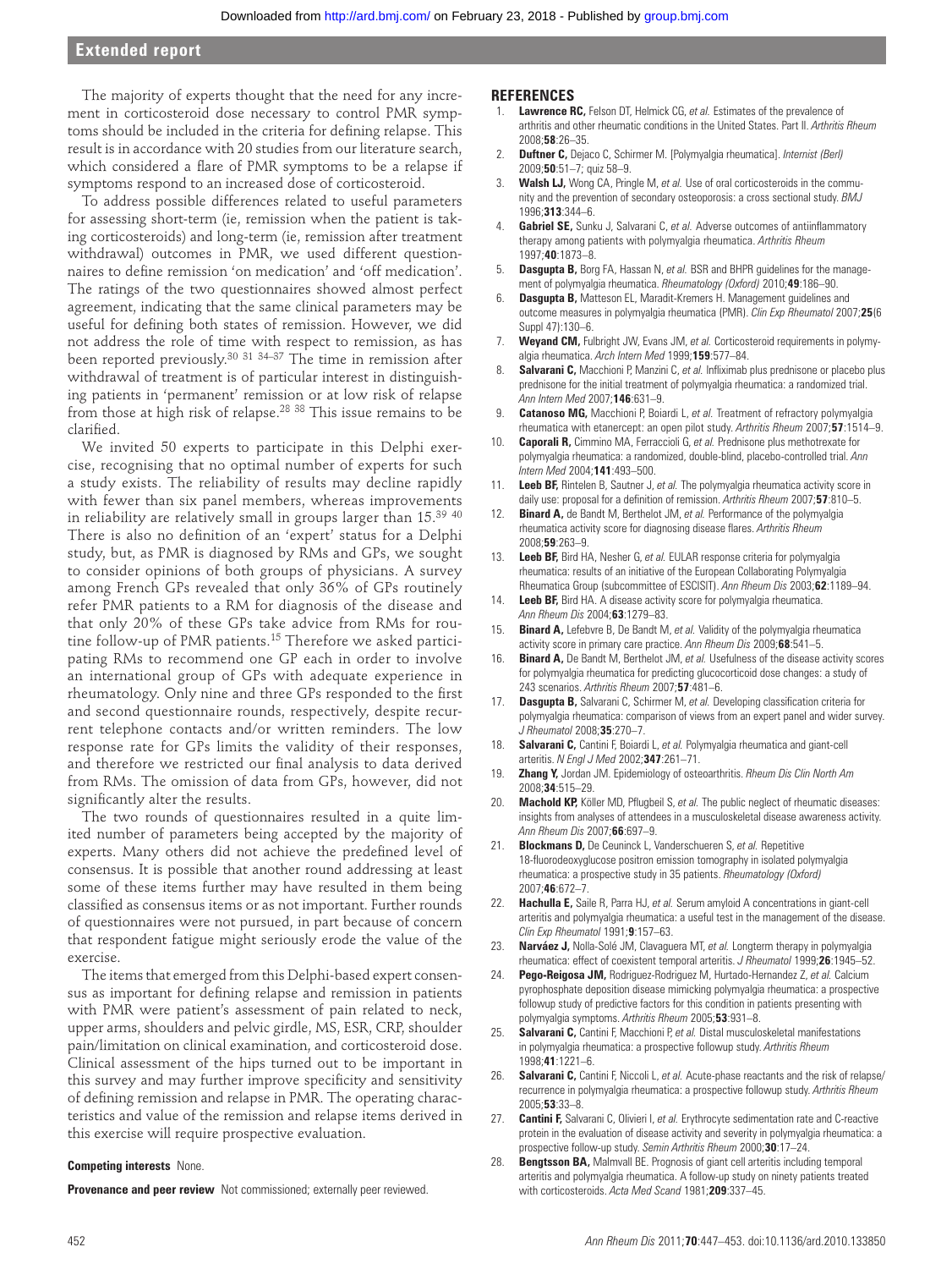The majority of experts thought that the need for any increment in corticosteroid dose necessary to control PMR symptoms should be included in the criteria for defining relapse. This result is in accordance with 20 studies from our literature search, which considered a flare of PMR symptoms to be a relapse if symptoms respond to an increased dose of corticosteroid.

To address possible differences related to useful parameters for assessing short-term (ie, remission when the patient is taking corticosteroids) and long-term (ie, remission after treatment withdrawal) outcomes in PMR, we used different questionnaires to define remission 'on medication' and 'off medication'. The ratings of the two questionnaires showed almost perfect agreement, indicating that the same clinical parameters may be useful for defining both states of remission. However, we did not address the role of time with respect to remission, as has been reported previously.[30 31 34–37] The time in remission after withdrawal of treatment is of particular interest in distinguishing patients in 'permanent' remission or at low risk of relapse from those at high risk of relapse.[28 38] This issue remains to be clarified.

We invited 50 experts to participate in this Delphi exercise, recognising that no optimal number of experts for such a study exists. The reliability of results may decline rapidly with fewer than six panel members, whereas improvements in reliability are relatively small in groups larger than 15.[39 40] There is also no definition of an 'expert' status for a Delphi study, but, as PMR is diagnosed by RMs and GPs, we sought to consider opinions of both groups of physicians. A survey among French GPs revealed that only 36% of GPs routinely refer PMR patients to a RM for diagnosis of the disease and that only 20% of these GPs take advice from RMs for routine follow-up of PMR patients.[15] Therefore we asked participating RMs to recommend one GP each in order to involve an international group of GPs with adequate experience in rheumatology. Only nine and three GPs responded to the first and second questionnaire rounds, respectively, despite recurrent telephone contacts and/or written reminders. The low response rate for GPs limits the validity of their responses, and therefore we restricted our final analysis to data derived from RMs. The omission of data from GPs, however, did not significantly alter the results.

The two rounds of questionnaires resulted in a quite limited number of parameters being accepted by the majority of experts. Many others did not achieve the predefined level of consensus. It is possible that another round addressing at least some of these items further may have resulted in them being classified as consensus items or as not important. Further rounds of questionnaires were not pursued, in part because of concern that respondent fatigue might seriously erode the value of the exercise.

The items that emerged from this Delphi-based expert consensus as important for defining relapse and remission in patients with PMR were patient's assessment of pain related to neck, upper arms, shoulders and pelvic girdle, MS, ESR, CRP, shoulder pain/limitation on clinical examination, and corticosteroid dose. Clinical assessment of the hips turned out to be important in this survey and may further improve specificity and sensitivity of defining remission and relapse in PMR. The operating characteristics and value of the remission and relapse items derived in this exercise will require prospective evaluation.

**Competing interests** None.

**Provenance and peer review** Not commissioned; externally peer reviewed.

## REFERENCES

1. **Lawrence RC,** Felson DT, Helmick CG, *et al.* Estimates of the prevalence of arthritis and other rheumatic conditions in the United States. Part II. *Arthritis Rheum* 2008;**58**:26–35.
2. **Duftner C,** Dejaco C, Schirmer M. [Polymyalgia rheumatica]. *Internist (Berl)* 2009;**50**:51–7; quiz 58–9.
3. **Walsh LJ,** Wong CA, Pringle M, *et al.* Use of oral corticosteroids in the community and the prevention of secondary osteoporosis: a cross sectional study. *BMJ* 1996;**313**:344–6.
4. **Gabriel SE,** Sunku J, Salvarani C, *et al.* Adverse outcomes of antiinflammatory therapy among patients with polymyalgia rheumatica. *Arthritis Rheum* 1997;**40**:1873–8.
5. **Dasgupta B,** Borg FA, Hassan N, *et al.* BSR and BHPR guidelines for the management of polymyalgia rheumatica. *Rheumatology (Oxford)* 2010;**49**:186–90.
6. **Dasgupta B,** Matteson EL, Maradit-Kremers H. Management guidelines and outcome measures in polymyalgia rheumatica (PMR). *Clin Exp Rheumatol* 2007;**25**(6 Suppl 47):130–6.
7. **Weyand CM,** Fulbright JW, Evans JM, *et al.* Corticosteroid requirements in polymyalgia rheumatica. *Arch Intern Med* 1999;**159**:577–84.
8. **Salvarani C,** Macchioni P, Manzini C, *et al.* Infliximab plus prednisone or placebo plus prednisone for the initial treatment of polymyalgia rheumatica: a randomized trial. *Ann Intern Med* 2007;**146**:631–9.
9. **Catanoso MG,** Macchioni P, Boiardi L, *et al.* Treatment of refractory polymyalgia rheumatica with etanercept: an open pilot study. *Arthritis Rheum* 2007;**57**:1514–9.
10. **Caporali R,** Cimmino MA, Ferraccioli G, *et al.* Prednisone plus methotrexate for polymyalgia rheumatica: a randomized, double-blind, placebo-controlled trial. *Ann Intern Med* 2004;**141**:493–500.
11. **Leeb BF,** Rintelen B, Sautner J, *et al.* The polymyalgia rheumatica activity score in daily use: proposal for a definition of remission. *Arthritis Rheum* 2007;**57**:810–5.
12. **Binard A,** de Bandt M, Berthelot JM, *et al.* Performance of the polymyalgia rheumatica activity score for diagnosing disease flares. *Arthritis Rheum* 2008;**59**:263–9.
13. **Leeb BF,** Bird HA, Nesher G, *et al.* EULAR response criteria for polymyalgia rheumatica: results of an initiative of the European Collaborating Polymyalgia Rheumatica Group (subcommittee of ESCISIT). *Ann Rheum Dis* 2003;**62**:1189–94.
14. **Leeb BF,** Bird HA. A disease activity score for polymyalgia rheumatica. *Ann Rheum Dis* 2004;**63**:1279–83.
15. **Binard A,** Lefebvre B, De Bandt M, *et al.* Validity of the polymyalgia rheumatica activity score in primary care practice. *Ann Rheum Dis* 2009;**68**:541–5.
16. **Binard A,** De Bandt M, Berthelot JM, *et al.* Usefulness of the disease activity scores for polymyalgia rheumatica for predicting glucocorticoid dose changes: a study of 243 scenarios. *Arthritis Rheum* 2007;**57**:481–6.
17. **Dasgupta B,** Salvarani C, Schirmer M, *et al.* Developing classification criteria for polymyalgia rheumatica: comparison of views from an expert panel and wider survey. *J Rheumatol* 2008;**35**:270–7.
18. **Salvarani C,** Cantini F, Boiardi L, *et al.* Polymyalgia rheumatica and giant-cell arteritis. *N Engl J Med* 2002;**347**:261–71.
19. **Zhang Y,** Jordan JM. Epidemiology of osteoarthritis. *Rheum Dis Clin North Am* 2008;**34**:515–29.
20. **Machold KP,** Köller MD, Pflugbeil S, *et al.* The public neglect of rheumatic diseases: insights from analyses of attendees in a musculoskeletal disease awareness activity. *Ann Rheum Dis* 2007;**66**:697–9.
21. **Blockmans D,** De Ceuninck L, Vanderschueren S, *et al.* Repetitive 18-fluorodeoxyglucose positron emission tomography in isolated polymyalgia rheumatica: a prospective study in 35 patients. *Rheumatology (Oxford)* 2007;**46**:672–7.
22. **Hachulla E,** Saile R, Parra HJ, *et al.* Serum amyloid A concentrations in giant-cell arteritis and polymyalgia rheumatica: a useful test in the management of the disease. *Clin Exp Rheumatol* 1991;**9**:157–63.
23. **Narváez J,** Nolla-Solé JM, Clavaguera MT, *et al.* Longterm therapy in polymyalgia rheumatica: effect of coexistent temporal arteritis. *J Rheumatol* 1999;**26**:1945–52.
24. **Pego-Reigosa JM,** Rodriguez-Rodriguez M, Hurtado-Hernandez Z, *et al.* Calcium pyrophosphate deposition disease mimicking polymyalgia rheumatica: a prospective followup study of predictive factors for this condition in patients presenting with polymyalgia symptoms. *Arthritis Rheum* 2005;**53**:931–8.
25. **Salvarani C,** Cantini F, Macchioni P, *et al.* Distal musculoskeletal manifestations in polymyalgia rheumatica: a prospective followup study. *Arthritis Rheum* 1998;**41**:1221–6.
26. **Salvarani C,** Cantini F, Niccoli L, *et al.* Acute-phase reactants and the risk of relapse/recurrence in polymyalgia rheumatica: a prospective followup study. *Arthritis Rheum* 2005;**53**:33–8.
27. **Cantini F,** Salvarani C, Olivieri I, *et al.* Erythrocyte sedimentation rate and C-reactive protein in the evaluation of disease activity and severity in polymyalgia rheumatica: a prospective follow-up study. *Semin Arthritis Rheum* 2000;**30**:17–24.
28. **Bengtsson BA,** Malmvall BE. Prognosis of giant cell arteritis including temporal arteritis and polymyalgia rheumatica. A follow-up study on ninety patients treated with corticosteroids. *Acta Med Scand* 1981;**209**:337–45.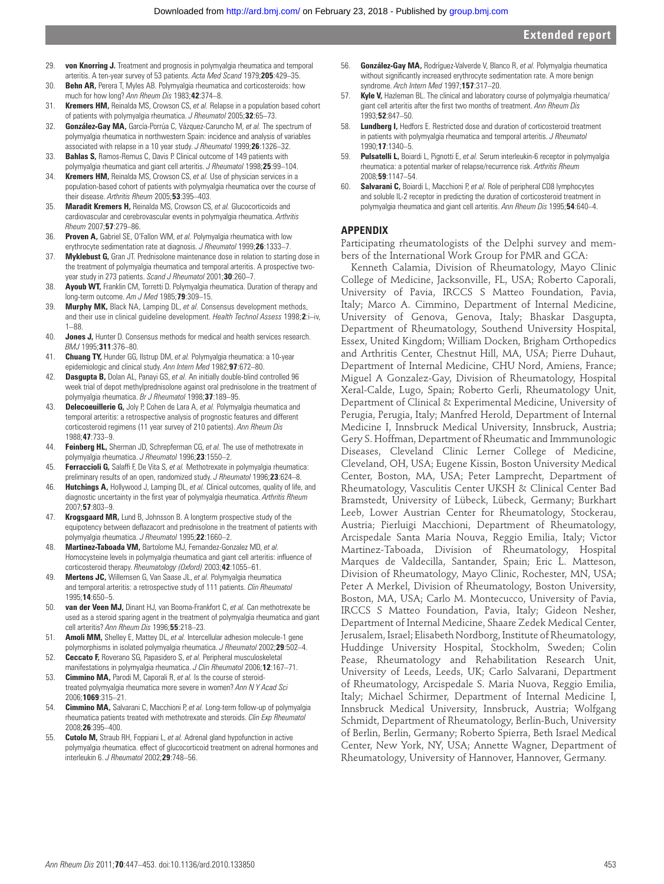29. **von Knorring J.** Treatment and prognosis in polymyalgia rheumatica and temporal arteritis. A ten-year survey of 53 patients. *Acta Med Scand* 1979;**205**:429–35.
30. **Behn AR,** Perera T, Myles AB. Polymyalgia rheumatica and corticosteroids: how much for how long? *Ann Rheum Dis* 1983;**42**:374–8.
31. **Kremers HM,** Reinalda MS, Crowson CS, *et al.* Relapse in a population based cohort of patients with polymyalgia rheumatica. *J Rheumatol* 2005;**32**:65–73.
32. **González-Gay MA,** García-Porrúa C, Vázquez-Caruncho M, *et al.* The spectrum of polymyalgia rheumatica in northwestern Spain: incidence and analysis of variables associated with relapse in a 10 year study. *J Rheumatol* 1999;**26**:1326–32.
33. **Bahlas S,** Ramos-Remus C, Davis P. Clinical outcome of 149 patients with polymyalgia rheumatica and giant cell arteritis. *J Rheumatol* 1998;**25**:99–104.
34. **Kremers HM,** Reinalda MS, Crowson CS, *et al.* Use of physician services in a population-based cohort of patients with polymyalgia rheumatica over the course of their disease. *Arthritis Rheum* 2005;**53**:395–403.
35. **Maradit Kremers H,** Reinalda MS, Crowson CS, *et al.* Glucocorticoids and cardiovascular and cerebrovascular events in polymyalgia rheumatica. *Arthritis Rheum* 2007;**57**:279–86.
36. **Proven A,** Gabriel SE, O'Fallon WM, *et al.* Polymyalgia rheumatica with low erythrocyte sedimentation rate at diagnosis. *J Rheumatol* 1999;**26**:1333–7.
37. **Myklebust G,** Gran JT. Prednisolone maintenance dose in relation to starting dose in the treatment of polymyalgia rheumatica and temporal arteritis. A prospective two-year study in 273 patients. *Scand J Rheumatol* 2001;**30**:260–7.
38. **Ayoub WT,** Franklin CM, Torretti D. Polymyalgia rheumatica. Duration of therapy and long-term outcome. *Am J Med* 1985;**79**:309–15.
39. **Murphy MK,** Black NA, Lamping DL, *et al.* Consensus development methods, and their use in clinical guideline development. *Health Technol Assess* 1998;**2**:i–iv, 1–88.
40. **Jones J,** Hunter D. Consensus methods for medical and health services research. *BMJ* 1995;**311**:376–80.
41. **Chuang TY,** Hunder GG, Ilstrup DM, *et al.* Polymyalgia rheumatica: a 10-year epidemiologic and clinical study. *Ann Intern Med* 1982;**97**:672–80.
42. **Dasgupta B,** Dolan AL, Panayi GS, *et al.* An initially double-blind controlled 96 week trial of depot methylprednisolone against oral prednisolone in the treatment of polymyalgia rheumatica. *Br J Rheumatol* 1998;**37**:189–95.
43. **Delecoeuillerie G,** Joly P, Cohen de Lara A, *et al.* Polymyalgia rheumatica and temporal arteritis: a retrospective analysis of prognostic features and different corticosteroid regimens (11 year survey of 210 patients). *Ann Rheum Dis* 1988;**47**:733–9.
44. **Feinberg HL,** Sherman JD, Schrepferman CG, *et al.* The use of methotrexate in polymyalgia rheumatica. *J Rheumatol* 1996;**23**:1550–2.
45. **Ferraccioli G,** Salaffi F, De Vita S, *et al.* Methotrexate in polymyalgia rheumatica: preliminary results of an open, randomized study. *J Rheumatol* 1996;**23**:624–8.
46. **Hutchings A,** Hollywood J, Lamping DL, *et al.* Clinical outcomes, quality of life, and diagnostic uncertainty in the first year of polymyalgia rheumatica. *Arthritis Rheum* 2007;**57**:803–9.
47. **Krogsgaard MR,** Lund B, Johnsson B. A longterm prospective study of the equipotency between deflazacort and prednisolone in the treatment of patients with polymyalgia rheumatica. *J Rheumatol* 1995;**22**:1660–2.
48. **Martinez-Taboada VM,** Bartolome MJ, Fernandez-Gonzalez MD, *et al.* Homocysteine levels in polymyalgia rheumatica and giant cell arteritis: influence of corticosteroid therapy. *Rheumatology (Oxford)* 2003;**42**:1055–61.
49. **Mertens JC,** Willemsen G, Van Saase JL, *et al.* Polymyalgia rheumatica and temporal arteritis: a retrospective study of 111 patients. *Clin Rheumatol* 1995;**14**:650–5.
50. **van der Veen MJ,** Dinant HJ, van Booma-Frankfort C, *et al.* Can methotrexate be used as a steroid sparing agent in the treatment of polymyalgia rheumatica and giant cell arteritis? *Ann Rheum Dis* 1996;**55**:218–23.
51. **Amoli MM,** Shelley E, Mattey DL, *et al.* Intercellular adhesion molecule-1 gene polymorphisms in isolated polymyalgia rheumatica. *J Rheumatol* 2002;**29**:502–4.
52. **Ceccato F,** Roverano SG, Papasidero S, *et al.* Peripheral musculoskeletal manifestations in polymyalgia rheumatica. *J Clin Rheumatol* 2006;**12**:167–71.
53. **Cimmino MA,** Parodi M, Caporali R, *et al.* Is the course of steroid-treated polymyalgia rheumatica more severe in women? *Ann N Y Acad Sci* 2006;**1069**:315–21.
54. **Cimmino MA,** Salvarani C, Macchioni P, *et al.* Long-term follow-up of polymyalgia rheumatica patients treated with methotrexate and steroids. *Clin Exp Rheumatol* 2008;**26**:395–400.
55. **Cutolo M,** Straub RH, Foppiani L, *et al.* Adrenal gland hypofunction in active polymyalgia rheumatica. effect of glucocorticoid treatment on adrenal hormones and interleukin 6. *J Rheumatol* 2002;**29**:748–56.
56. **González-Gay MA,** Rodríguez-Valverde V, Blanco R, *et al.* Polymyalgia rheumatica without significantly increased erythrocyte sedimentation rate. A more benign syndrome. *Arch Intern Med* 1997;**157**:317–20.
57. **Kyle V,** Hazleman BL. The clinical and laboratory course of polymyalgia rheumatica/giant cell arteritis after the first two months of treatment. *Ann Rheum Dis* 1993;**52**:847–50.
58. **Lundberg I,** Hedfors E. Restricted dose and duration of corticosteroid treatment in patients with polymyalgia rheumatica and temporal arteritis. *J Rheumatol* 1990;**17**:1340–5.
59. **Pulsatelli L,** Boiardi L, Pignotti E, *et al.* Serum interleukin-6 receptor in polymyalgia rheumatica: a potential marker of relapse/recurrence risk. *Arthritis Rheum* 2008;**59**:1147–54.
60. **Salvarani C,** Boiardi L, Macchioni P, *et al.* Role of peripheral CD8 lymphocytes and soluble IL-2 receptor in predicting the duration of corticosteroid treatment in polymyalgia rheumatica and giant cell arteritis. *Ann Rheum Dis* 1995;**54**:640–4.

## APPENDIX

Participating rheumatologists of the Delphi survey and members of the International Work Group for PMR and GCA:

Kenneth Calamia, Division of Rheumatology, Mayo Clinic College of Medicine, Jacksonville, FL, USA; Roberto Caporali, University of Pavia, IRCCS S Matteo Foundation, Pavia, Italy; Marco A. Cimmino, Department of Internal Medicine, University of Genova, Genova, Italy; Bhaskar Dasgupta, Department of Rheumatology, Southend University Hospital, Essex, United Kingdom; William Docken, Brigham Orthopedics and Arthritis Center, Chestnut Hill, MA, USA; Pierre Duhaut, Department of Internal Medicine, CHU Nord, Amiens, France; Miguel A Gonzalez-Gay, Division of Rheumatology, Hospital Xeral-Calde, Lugo, Spain; Roberto Gerli, Rheumatology Unit, Department of Clinical & Experimental Medicine, University of Perugia, Perugia, Italy; Manfred Herold, Department of Internal Medicine I, Innsbruck Medical University, Innsbruck, Austria; Gery S. Hoffman, Department of Rheumatic and Immmunologic Diseases, Cleveland Clinic Lerner College of Medicine, Cleveland, OH, USA; Eugene Kissin, Boston University Medical Center, Boston, MA, USA; Peter Lamprecht, Department of Rheumatology, Vasculitis Center UKSH & Clinical Center Bad Bramstedt, University of Lübeck, Lübeck, Germany; Burkhart Leeb, Lower Austrian Center for Rheumatology, Stockerau, Austria; Pierluigi Macchioni, Department of Rheumatology, Arcispedale Santa Maria Nouva, Reggio Emilia, Italy; Victor Martinez-Taboada, Division of Rheumatology, Hospital Marques de Valdecilla, Santander, Spain; Eric L. Matteson, Division of Rheumatology, Mayo Clinic, Rochester, MN, USA; Peter A Merkel, Division of Rheumatology, Boston University, Boston, MA, USA; Carlo M. Montecucco, University of Pavia, IRCCS S Matteo Foundation, Pavia, Italy; Gideon Nesher, Department of Internal Medicine, Shaare Zedek Medical Center, Jerusalem, Israel; Elisabeth Nordborg, Institute of Rheumatology, Huddinge University Hospital, Stockholm, Sweden; Colin Pease, Rheumatology and Rehabilitation Research Unit, University of Leeds, Leeds, UK; Carlo Salvarani, Department of Rheumatology, Arcispedale S. Maria Nuova, Reggio Emilia, Italy; Michael Schirmer, Department of Internal Medicine I, Innsbruck Medical University, Innsbruck, Austria; Wolfgang Schmidt, Department of Rheumatology, Berlin-Buch, University of Berlin, Berlin, Germany; Roberto Spierra, Beth Israel Medical Center, New York, NY, USA; Annette Wagner, Department of Rheumatology, University of Hannover, Hannover, Germany.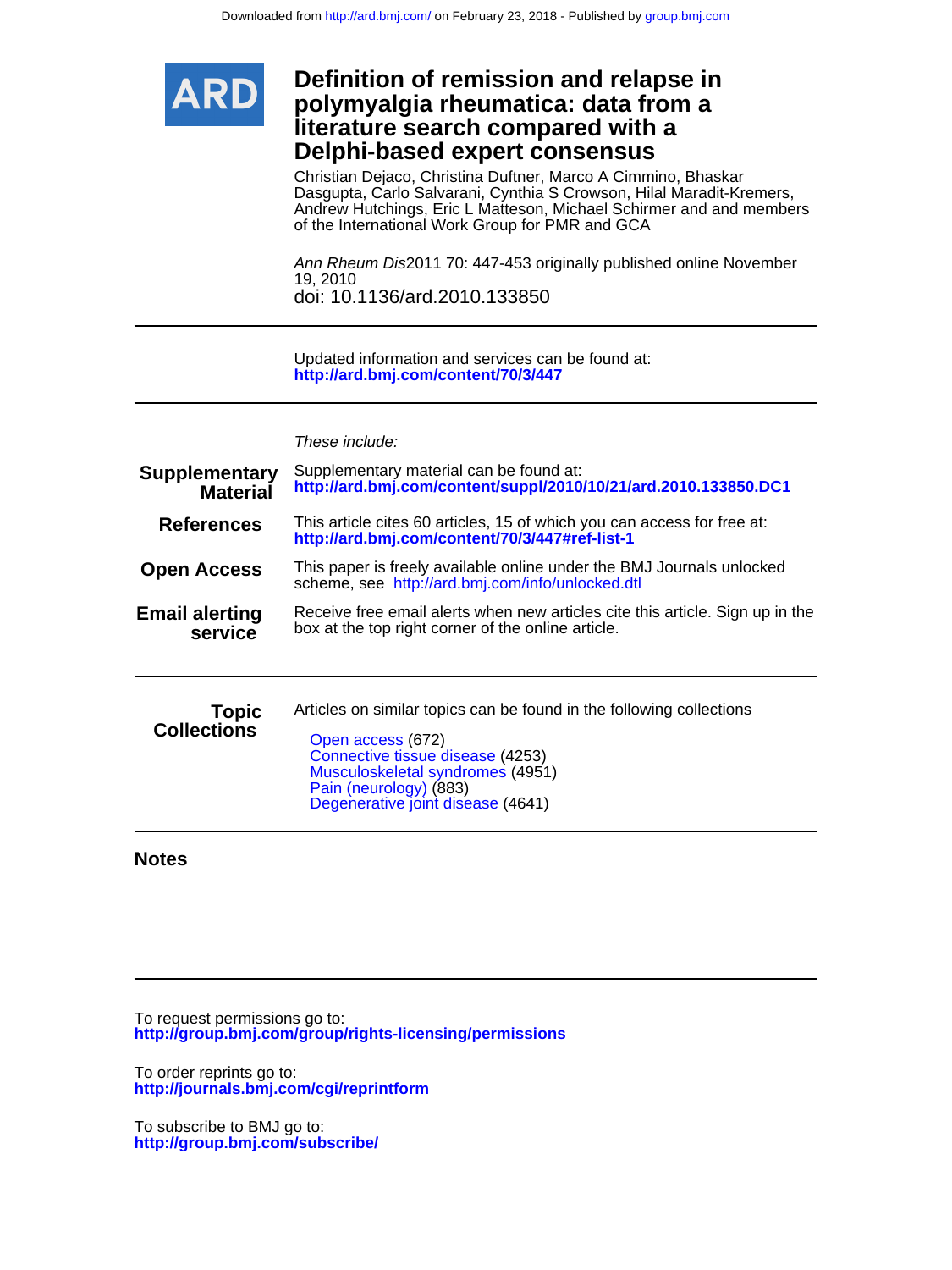Downloaded from http://ard.bmj.com/ on February 23, 2018 - Published by group.bmj.com

ARD

# Definition of remission and relapse in polymyalgia rheumatica: data from a literature search compared with a Delphi-based expert consensus

Christian Dejaco, Christina Duftner, Marco A Cimmino, Bhaskar Dasgupta, Carlo Salvarani, Cynthia S Crowson, Hilal Maradit-Kremers, Andrew Hutchings, Eric L Matteson, Michael Schirmer and and members of the International Work Group for PMR and GCA

*Ann Rheum Dis*2011 70: 447-453 originally published online November 19, 2010

doi: 10.1136/ard.2010.133850

---

Updated information and services can be found at:
**http://ard.bmj.com/content/70/3/447**

---

*These include:*

**Supplementary Material**
Supplementary material can be found at:
**http://ard.bmj.com/content/suppl/2010/10/21/ard.2010.133850.DC1**

**References**
This article cites 60 articles, 15 of which you can access for free at:
**http://ard.bmj.com/content/70/3/447#ref-list-1**

**Open Access**
This paper is freely available online under the BMJ Journals unlocked scheme, see http://ard.bmj.com/info/unlocked.dtl

**Email alerting service**
Receive free email alerts when new articles cite this article. Sign up in the box at the top right corner of the online article.

---

**Topic Collections**
Articles on similar topics can be found in the following collections

- Open access (672)
- Connective tissue disease (4253)
- Musculoskeletal syndromes (4951)
- Pain (neurology) (883)
- Degenerative joint disease (4641)

---

## Notes

---

To request permissions go to:
**http://group.bmj.com/group/rights-licensing/permissions**

To order reprints go to:
**http://journals.bmj.com/cgi/reprintform**

To subscribe to BMJ go to:
**http://group.bmj.com/subscribe/**